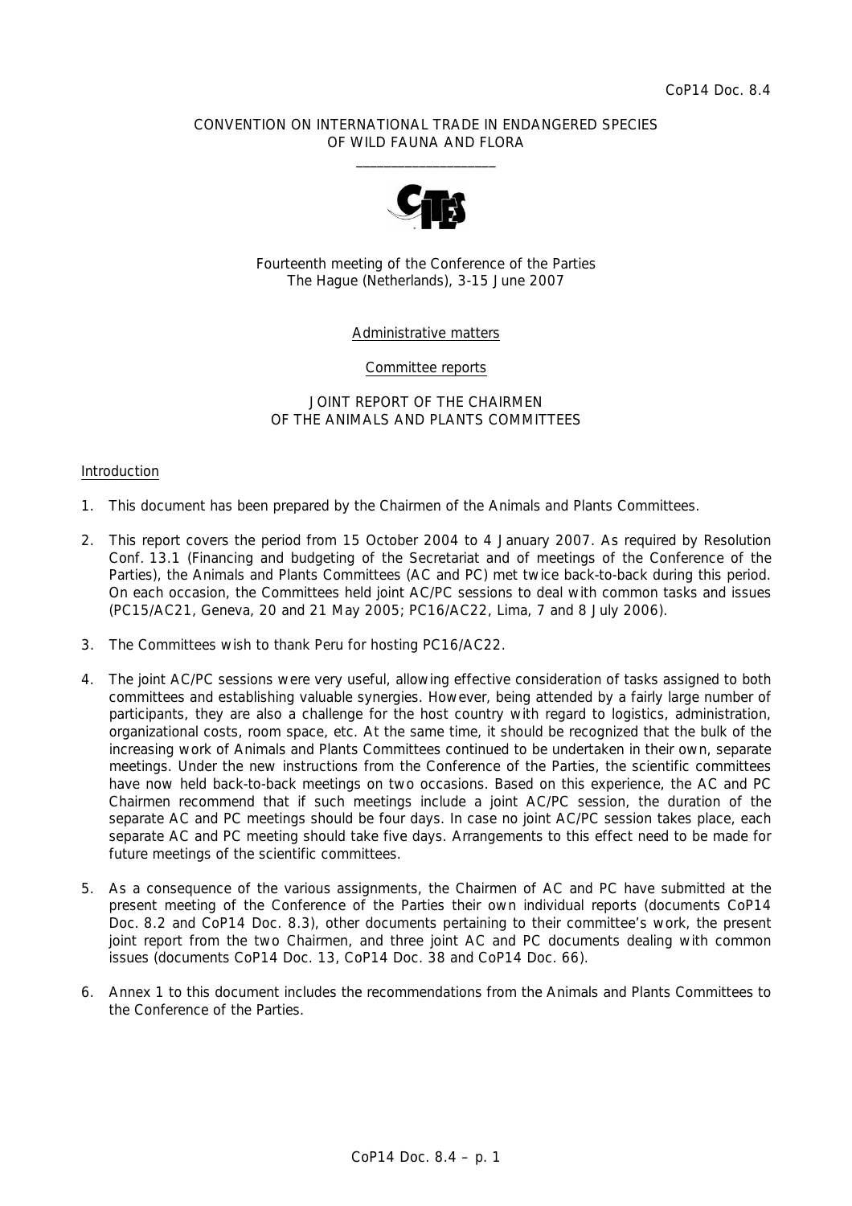CoP14 Doc. 8.4

CONVENTION ON INTERNATIONAL TRADE IN ENDANGERED SPECIES OF WILD FAUNA AND FLORA

\_\_\_\_\_\_\_\_\_\_\_\_\_\_\_\_\_\_\_\_

Fourteenth meeting of the Conference of the Parties
The Hague (Netherlands), 3-15 June 2007

Administrative matters

Committee reports

JOINT REPORT OF THE CHAIRMEN
OF THE ANIMALS AND PLANTS COMMITTEES

## Introduction

1. This document has been prepared by the Chairmen of the Animals and Plants Committees.

2. This report covers the period from 15 October 2004 to 4 January 2007. As required by Resolution Conf. 13.1 (Financing and budgeting of the Secretariat and of meetings of the Conference of the Parties), the Animals and Plants Committees (AC and PC) met twice back-to-back during this period. On each occasion, the Committees held joint AC/PC sessions to deal with common tasks and issues (PC15/AC21, Geneva, 20 and 21 May 2005; PC16/AC22, Lima, 7 and 8 July 2006).

3. The Committees wish to thank Peru for hosting PC16/AC22.

4. The joint AC/PC sessions were very useful, allowing effective consideration of tasks assigned to both committees and establishing valuable synergies. However, being attended by a fairly large number of participants, they are also a challenge for the host country with regard to logistics, administration, organizational costs, room space, etc. At the same time, it should be recognized that the bulk of the increasing work of Animals and Plants Committees continued to be undertaken in their own, separate meetings. Under the new instructions from the Conference of the Parties, the scientific committees have now held back-to-back meetings on two occasions. Based on this experience, the AC and PC Chairmen recommend that if such meetings include a joint AC/PC session, the duration of the separate AC and PC meetings should be four days. In case no joint AC/PC session takes place, each separate AC and PC meeting should take five days. Arrangements to this effect need to be made for future meetings of the scientific committees.

5. As a consequence of the various assignments, the Chairmen of AC and PC have submitted at the present meeting of the Conference of the Parties their own individual reports (documents CoP14 Doc. 8.2 and CoP14 Doc. 8.3), other documents pertaining to their committee's work, the present joint report from the two Chairmen, and three joint AC and PC documents dealing with common issues (documents CoP14 Doc. 13, CoP14 Doc. 38 and CoP14 Doc. 66).

6. Annex 1 to this document includes the recommendations from the Animals and Plants Committees to the Conference of the Parties.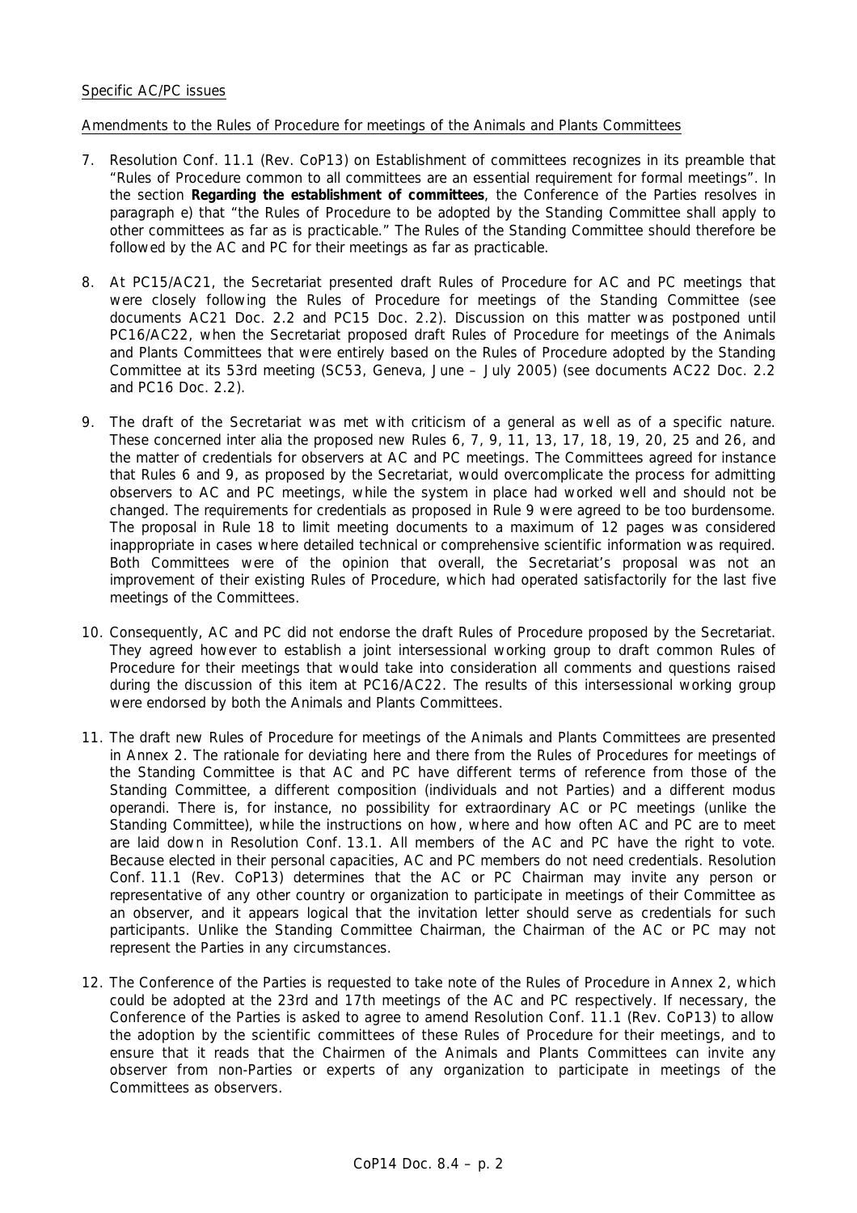Specific AC/PC issues

Amendments to the Rules of Procedure for meetings of the Animals and Plants Committees

7. Resolution Conf. 11.1 (Rev. CoP13) on Establishment of committees recognizes in its preamble that "Rules of Procedure common to all committees are an essential requirement for formal meetings". In the section **Regarding the establishment of committees**, the Conference of the Parties resolves in paragraph e) that "the Rules of Procedure to be adopted by the Standing Committee shall apply to other committees as far as is practicable." The Rules of the Standing Committee should therefore be followed by the AC and PC for their meetings as far as practicable.

8. At PC15/AC21, the Secretariat presented draft Rules of Procedure for AC and PC meetings that were closely following the Rules of Procedure for meetings of the Standing Committee (see documents AC21 Doc. 2.2 and PC15 Doc. 2.2). Discussion on this matter was postponed until PC16/AC22, when the Secretariat proposed draft Rules of Procedure for meetings of the Animals and Plants Committees that were entirely based on the Rules of Procedure adopted by the Standing Committee at its 53rd meeting (SC53, Geneva, June – July 2005) (see documents AC22 Doc. 2.2 and PC16 Doc. 2.2).

9. The draft of the Secretariat was met with criticism of a general as well as of a specific nature. These concerned inter alia the proposed new Rules 6, 7, 9, 11, 13, 17, 18, 19, 20, 25 and 26, and the matter of credentials for observers at AC and PC meetings. The Committees agreed for instance that Rules 6 and 9, as proposed by the Secretariat, would overcomplicate the process for admitting observers to AC and PC meetings, while the system in place had worked well and should not be changed. The requirements for credentials as proposed in Rule 9 were agreed to be too burdensome. The proposal in Rule 18 to limit meeting documents to a maximum of 12 pages was considered inappropriate in cases where detailed technical or comprehensive scientific information was required. Both Committees were of the opinion that overall, the Secretariat's proposal was not an improvement of their existing Rules of Procedure, which had operated satisfactorily for the last five meetings of the Committees.

10. Consequently, AC and PC did not endorse the draft Rules of Procedure proposed by the Secretariat. They agreed however to establish a joint intersessional working group to draft common Rules of Procedure for their meetings that would take into consideration all comments and questions raised during the discussion of this item at PC16/AC22. The results of this intersessional working group were endorsed by both the Animals and Plants Committees.

11. The draft new Rules of Procedure for meetings of the Animals and Plants Committees are presented in Annex 2. The rationale for deviating here and there from the Rules of Procedures for meetings of the Standing Committee is that AC and PC have different terms of reference from those of the Standing Committee, a different composition (individuals and not Parties) and a different modus operandi. There is, for instance, no possibility for extraordinary AC or PC meetings (unlike the Standing Committee), while the instructions on how, where and how often AC and PC are to meet are laid down in Resolution Conf. 13.1. All members of the AC and PC have the right to vote. Because elected in their personal capacities, AC and PC members do not need credentials. Resolution Conf. 11.1 (Rev. CoP13) determines that the AC or PC Chairman may invite any person or representative of any other country or organization to participate in meetings of their Committee as an observer, and it appears logical that the invitation letter should serve as credentials for such participants. Unlike the Standing Committee Chairman, the Chairman of the AC or PC may not represent the Parties in any circumstances.

12. The Conference of the Parties is requested to take note of the Rules of Procedure in Annex 2, which could be adopted at the 23rd and 17th meetings of the AC and PC respectively. If necessary, the Conference of the Parties is asked to agree to amend Resolution Conf. 11.1 (Rev. CoP13) to allow the adoption by the scientific committees of these Rules of Procedure for their meetings, and to ensure that it reads that the Chairmen of the Animals and Plants Committees can invite any observer from non-Parties or experts of any organization to participate in meetings of the Committees as observers.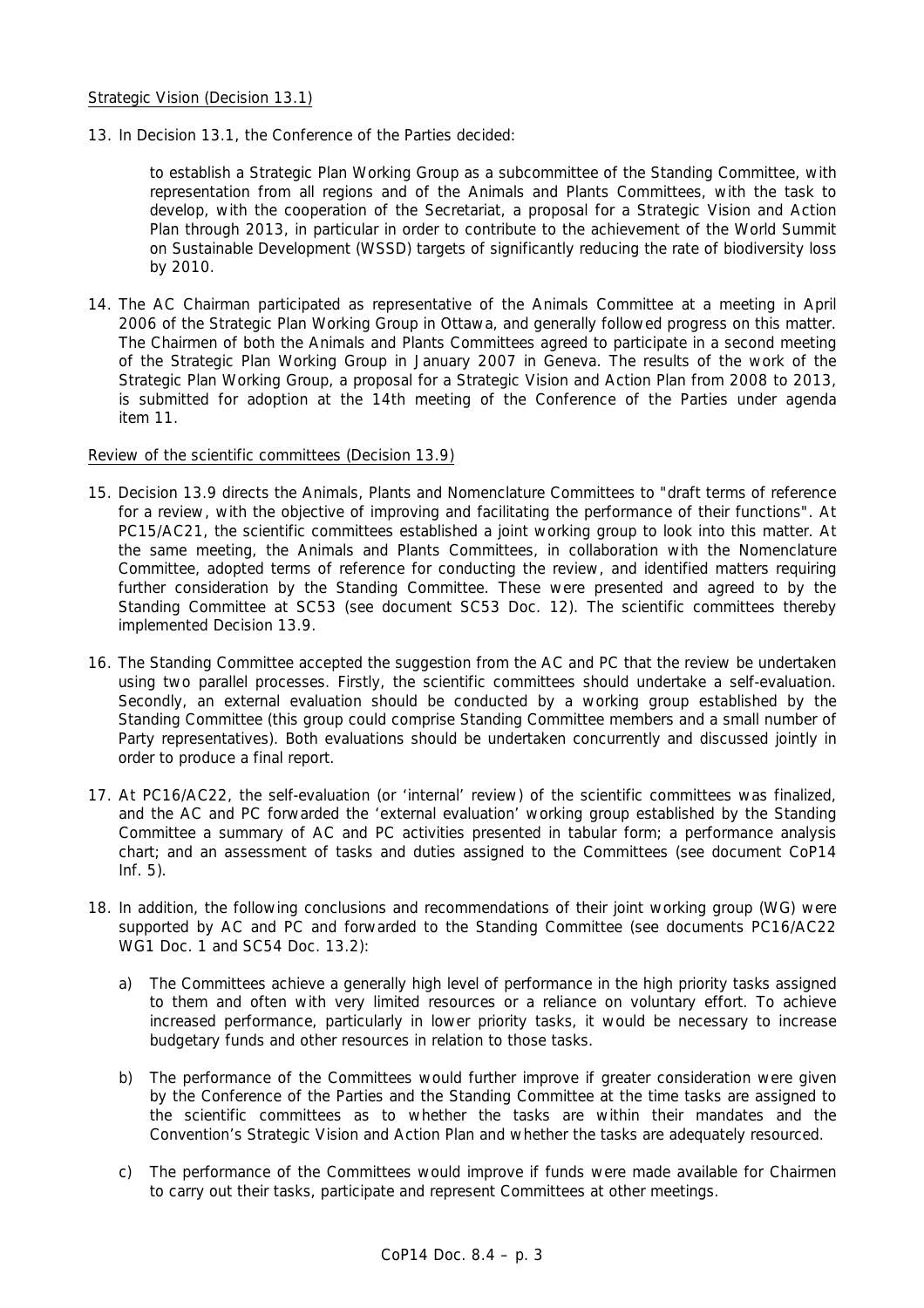Strategic Vision (Decision 13.1)

13. In Decision 13.1, the Conference of the Parties decided:

    to establish a Strategic Plan Working Group as a subcommittee of the Standing Committee, with representation from all regions and of the Animals and Plants Committees, with the task to develop, with the cooperation of the Secretariat, a proposal for a Strategic Vision and Action Plan through 2013, in particular in order to contribute to the achievement of the World Summit on Sustainable Development (WSSD) targets of significantly reducing the rate of biodiversity loss by 2010.

14. The AC Chairman participated as representative of the Animals Committee at a meeting in April 2006 of the Strategic Plan Working Group in Ottawa, and generally followed progress on this matter. The Chairmen of both the Animals and Plants Committees agreed to participate in a second meeting of the Strategic Plan Working Group in January 2007 in Geneva. The results of the work of the Strategic Plan Working Group, a proposal for a Strategic Vision and Action Plan from 2008 to 2013, is submitted for adoption at the 14th meeting of the Conference of the Parties under agenda item 11.

Review of the scientific committees (Decision 13.9)

15. Decision 13.9 directs the Animals, Plants and Nomenclature Committees to "draft terms of reference for a review, with the objective of improving and facilitating the performance of their functions". At PC15/AC21, the scientific committees established a joint working group to look into this matter. At the same meeting, the Animals and Plants Committees, in collaboration with the Nomenclature Committee, adopted terms of reference for conducting the review, and identified matters requiring further consideration by the Standing Committee. These were presented and agreed to by the Standing Committee at SC53 (see document SC53 Doc. 12). The scientific committees thereby implemented Decision 13.9.

16. The Standing Committee accepted the suggestion from the AC and PC that the review be undertaken using two parallel processes. Firstly, the scientific committees should undertake a self-evaluation. Secondly, an external evaluation should be conducted by a working group established by the Standing Committee (this group could comprise Standing Committee members and a small number of Party representatives). Both evaluations should be undertaken concurrently and discussed jointly in order to produce a final report.

17. At PC16/AC22, the self-evaluation (or 'internal' review) of the scientific committees was finalized, and the AC and PC forwarded the 'external evaluation' working group established by the Standing Committee a summary of AC and PC activities presented in tabular form; a performance analysis chart; and an assessment of tasks and duties assigned to the Committees (see document CoP14 Inf. 5).

18. In addition, the following conclusions and recommendations of their joint working group (WG) were supported by AC and PC and forwarded to the Standing Committee (see documents PC16/AC22 WG1 Doc. 1 and SC54 Doc. 13.2):

    a) The Committees achieve a generally high level of performance in the high priority tasks assigned to them and often with very limited resources or a reliance on voluntary effort. To achieve increased performance, particularly in lower priority tasks, it would be necessary to increase budgetary funds and other resources in relation to those tasks.

    b) The performance of the Committees would further improve if greater consideration were given by the Conference of the Parties and the Standing Committee at the time tasks are assigned to the scientific committees as to whether the tasks are within their mandates and the Convention's Strategic Vision and Action Plan and whether the tasks are adequately resourced.

    c) The performance of the Committees would improve if funds were made available for Chairmen to carry out their tasks, participate and represent Committees at other meetings.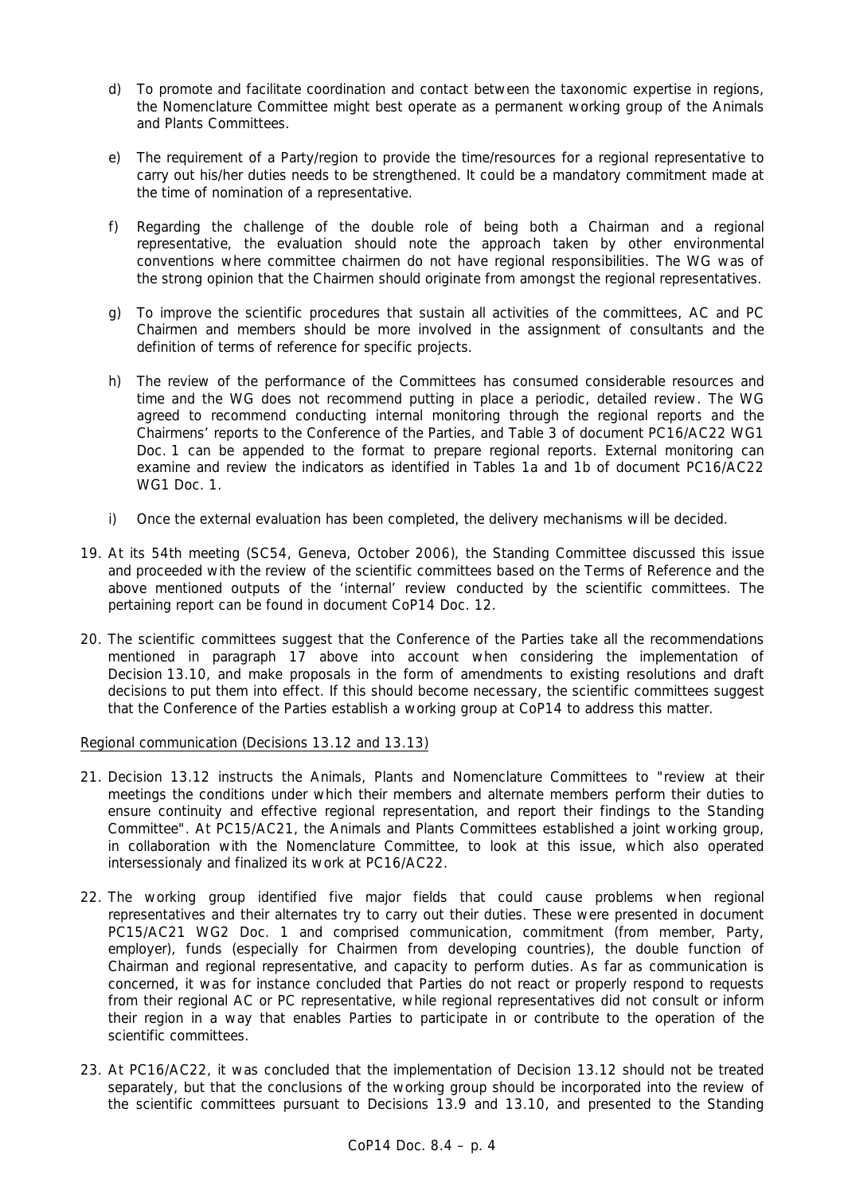d) To promote and facilitate coordination and contact between the taxonomic expertise in regions, the Nomenclature Committee might best operate as a permanent working group of the Animals and Plants Committees.

e) The requirement of a Party/region to provide the time/resources for a regional representative to carry out his/her duties needs to be strengthened. It could be a mandatory commitment made at the time of nomination of a representative.

f) Regarding the challenge of the double role of being both a Chairman and a regional representative, the evaluation should note the approach taken by other environmental conventions where committee chairmen do not have regional responsibilities. The WG was of the strong opinion that the Chairmen should originate from amongst the regional representatives.

g) To improve the scientific procedures that sustain all activities of the committees, AC and PC Chairmen and members should be more involved in the assignment of consultants and the definition of terms of reference for specific projects.

h) The review of the performance of the Committees has consumed considerable resources and time and the WG does not recommend putting in place a periodic, detailed review. The WG agreed to recommend conducting internal monitoring through the regional reports and the Chairmens' reports to the Conference of the Parties, and Table 3 of document PC16/AC22 WG1 Doc. 1 can be appended to the format to prepare regional reports. External monitoring can examine and review the indicators as identified in Tables 1a and 1b of document PC16/AC22 WG1 Doc. 1.

i) Once the external evaluation has been completed, the delivery mechanisms will be decided.

19. At its 54th meeting (SC54, Geneva, October 2006), the Standing Committee discussed this issue and proceeded with the review of the scientific committees based on the Terms of Reference and the above mentioned outputs of the 'internal' review conducted by the scientific committees. The pertaining report can be found in document CoP14 Doc. 12.

20. The scientific committees suggest that the Conference of the Parties take all the recommendations mentioned in paragraph 17 above into account when considering the implementation of Decision 13.10, and make proposals in the form of amendments to existing resolutions and draft decisions to put them into effect. If this should become necessary, the scientific committees suggest that the Conference of the Parties establish a working group at CoP14 to address this matter.

Regional communication (Decisions 13.12 and 13.13)

21. Decision 13.12 instructs the Animals, Plants and Nomenclature Committees to "review at their meetings the conditions under which their members and alternate members perform their duties to ensure continuity and effective regional representation, and report their findings to the Standing Committee". At PC15/AC21, the Animals and Plants Committees established a joint working group, in collaboration with the Nomenclature Committee, to look at this issue, which also operated intersessionaly and finalized its work at PC16/AC22.

22. The working group identified five major fields that could cause problems when regional representatives and their alternates try to carry out their duties. These were presented in document PC15/AC21 WG2 Doc. 1 and comprised communication, commitment (from member, Party, employer), funds (especially for Chairmen from developing countries), the double function of Chairman and regional representative, and capacity to perform duties. As far as communication is concerned, it was for instance concluded that Parties do not react or properly respond to requests from their regional AC or PC representative, while regional representatives did not consult or inform their region in a way that enables Parties to participate in or contribute to the operation of the scientific committees.

23. At PC16/AC22, it was concluded that the implementation of Decision 13.12 should not be treated separately, but that the conclusions of the working group should be incorporated into the review of the scientific committees pursuant to Decisions 13.9 and 13.10, and presented to the Standing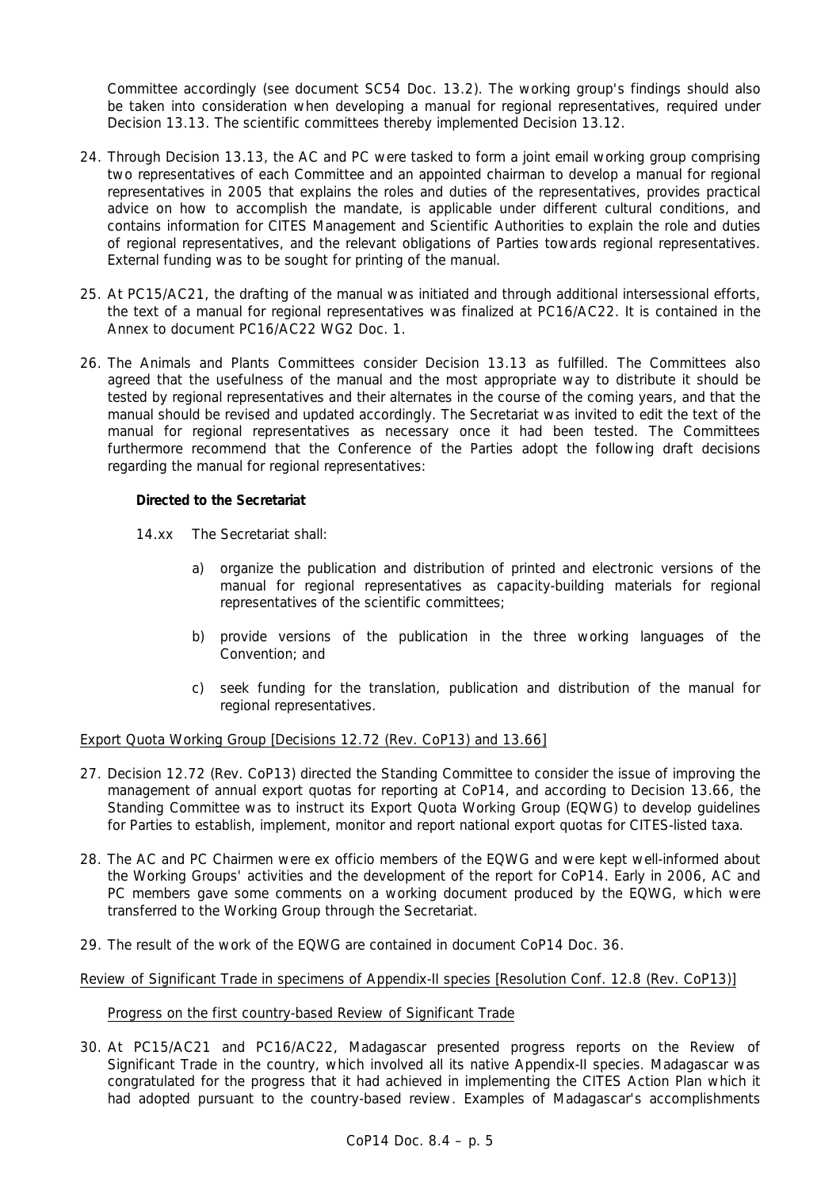Committee accordingly (see document SC54 Doc. 13.2). The working group's findings should also be taken into consideration when developing a manual for regional representatives, required under Decision 13.13. The scientific committees thereby implemented Decision 13.12.

24. Through Decision 13.13, the AC and PC were tasked to form a joint email working group comprising two representatives of each Committee and an appointed chairman to develop a manual for regional representatives in 2005 that explains the roles and duties of the representatives, provides practical advice on how to accomplish the mandate, is applicable under different cultural conditions, and contains information for CITES Management and Scientific Authorities to explain the role and duties of regional representatives, and the relevant obligations of Parties towards regional representatives. External funding was to be sought for printing of the manual.

25. At PC15/AC21, the drafting of the manual was initiated and through additional intersessional efforts, the text of a manual for regional representatives was finalized at PC16/AC22. It is contained in the Annex to document PC16/AC22 WG2 Doc. 1.

26. The Animals and Plants Committees consider Decision 13.13 as fulfilled. The Committees also agreed that the usefulness of the manual and the most appropriate way to distribute it should be tested by regional representatives and their alternates in the course of the coming years, and that the manual should be revised and updated accordingly. The Secretariat was invited to edit the text of the manual for regional representatives as necessary once it had been tested. The Committees furthermore recommend that the Conference of the Parties adopt the following draft decisions regarding the manual for regional representatives:

   **Directed to the Secretariat**

   14.xx The Secretariat shall:

   a) organize the publication and distribution of printed and electronic versions of the manual for regional representatives as capacity-building materials for regional representatives of the scientific committees;

   b) provide versions of the publication in the three working languages of the Convention; and

   c) seek funding for the translation, publication and distribution of the manual for regional representatives.

<u>Export Quota Working Group [Decisions 12.72 (Rev. CoP13) and 13.66]</u>

27. Decision 12.72 (Rev. CoP13) directed the Standing Committee to consider the issue of improving the management of annual export quotas for reporting at CoP14, and according to Decision 13.66, the Standing Committee was to instruct its Export Quota Working Group (EQWG) to develop guidelines for Parties to establish, implement, monitor and report national export quotas for CITES-listed taxa.

28. The AC and PC Chairmen were ex officio members of the EQWG and were kept well-informed about the Working Groups' activities and the development of the report for CoP14. Early in 2006, AC and PC members gave some comments on a working document produced by the EQWG, which were transferred to the Working Group through the Secretariat.

29. The result of the work of the EQWG are contained in document CoP14 Doc. 36.

<u>Review of Significant Trade in specimens of Appendix-II species [Resolution Conf. 12.8 (Rev. CoP13)]</u>

<u>Progress on the first country-based Review of Significant Trade</u>

30. At PC15/AC21 and PC16/AC22, Madagascar presented progress reports on the Review of Significant Trade in the country, which involved all its native Appendix-II species. Madagascar was congratulated for the progress that it had achieved in implementing the CITES Action Plan which it had adopted pursuant to the country-based review. Examples of Madagascar's accomplishments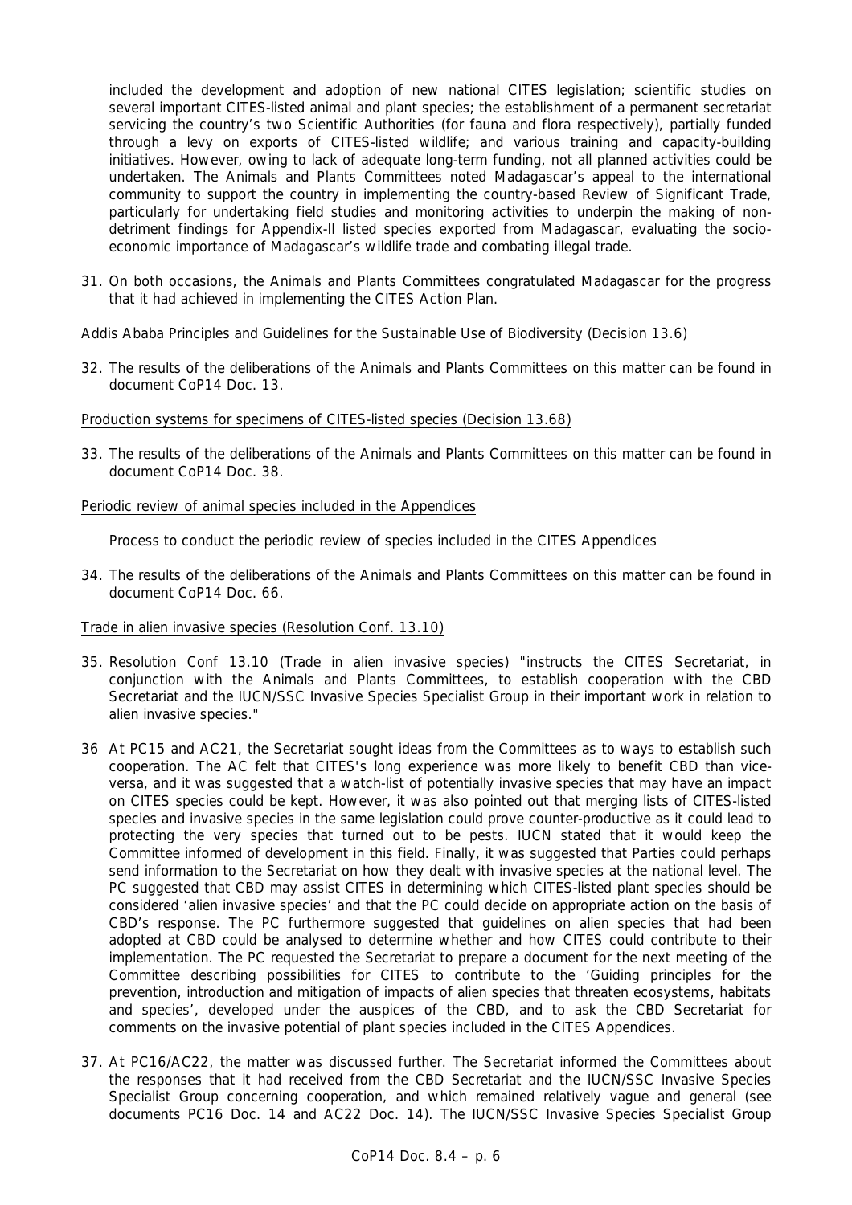included the development and adoption of new national CITES legislation; scientific studies on several important CITES-listed animal and plant species; the establishment of a permanent secretariat servicing the country's two Scientific Authorities (for fauna and flora respectively), partially funded through a levy on exports of CITES-listed wildlife; and various training and capacity-building initiatives. However, owing to lack of adequate long-term funding, not all planned activities could be undertaken. The Animals and Plants Committees noted Madagascar's appeal to the international community to support the country in implementing the country-based Review of Significant Trade, particularly for undertaking field studies and monitoring activities to underpin the making of non-detriment findings for Appendix-II listed species exported from Madagascar, evaluating the socio-economic importance of Madagascar's wildlife trade and combating illegal trade.

31. On both occasions, the Animals and Plants Committees congratulated Madagascar for the progress that it had achieved in implementing the CITES Action Plan.

Addis Ababa Principles and Guidelines for the Sustainable Use of Biodiversity (Decision 13.6)

32. The results of the deliberations of the Animals and Plants Committees on this matter can be found in document CoP14 Doc. 13.

Production systems for specimens of CITES-listed species (Decision 13.68)

33. The results of the deliberations of the Animals and Plants Committees on this matter can be found in document CoP14 Doc. 38.

Periodic review of animal species included in the Appendices

Process to conduct the periodic review of species included in the CITES Appendices

34. The results of the deliberations of the Animals and Plants Committees on this matter can be found in document CoP14 Doc. 66.

Trade in alien invasive species (Resolution Conf. 13.10)

35. Resolution Conf 13.10 (Trade in alien invasive species) "instructs the CITES Secretariat, in conjunction with the Animals and Plants Committees, to establish cooperation with the CBD Secretariat and the IUCN/SSC Invasive Species Specialist Group in their important work in relation to alien invasive species."

36 At PC15 and AC21, the Secretariat sought ideas from the Committees as to ways to establish such cooperation. The AC felt that CITES's long experience was more likely to benefit CBD than vice-versa, and it was suggested that a watch-list of potentially invasive species that may have an impact on CITES species could be kept. However, it was also pointed out that merging lists of CITES-listed species and invasive species in the same legislation could prove counter-productive as it could lead to protecting the very species that turned out to be pests. IUCN stated that it would keep the Committee informed of development in this field. Finally, it was suggested that Parties could perhaps send information to the Secretariat on how they dealt with invasive species at the national level. The PC suggested that CBD may assist CITES in determining which CITES-listed plant species should be considered 'alien invasive species' and that the PC could decide on appropriate action on the basis of CBD's response. The PC furthermore suggested that guidelines on alien species that had been adopted at CBD could be analysed to determine whether and how CITES could contribute to their implementation. The PC requested the Secretariat to prepare a document for the next meeting of the Committee describing possibilities for CITES to contribute to the 'Guiding principles for the prevention, introduction and mitigation of impacts of alien species that threaten ecosystems, habitats and species', developed under the auspices of the CBD, and to ask the CBD Secretariat for comments on the invasive potential of plant species included in the CITES Appendices.

37. At PC16/AC22, the matter was discussed further. The Secretariat informed the Committees about the responses that it had received from the CBD Secretariat and the IUCN/SSC Invasive Species Specialist Group concerning cooperation, and which remained relatively vague and general (see documents PC16 Doc. 14 and AC22 Doc. 14). The IUCN/SSC Invasive Species Specialist Group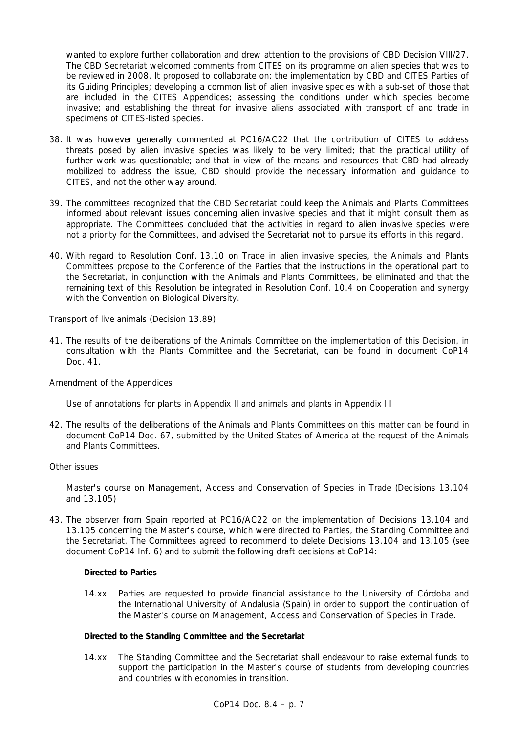wanted to explore further collaboration and drew attention to the provisions of CBD Decision VIII/27. The CBD Secretariat welcomed comments from CITES on its programme on alien species that was to be reviewed in 2008. It proposed to collaborate on: the implementation by CBD and CITES Parties of its Guiding Principles; developing a common list of alien invasive species with a sub-set of those that are included in the CITES Appendices; assessing the conditions under which species become invasive; and establishing the threat for invasive aliens associated with transport of and trade in specimens of CITES-listed species.

38. It was however generally commented at PC16/AC22 that the contribution of CITES to address threats posed by alien invasive species was likely to be very limited; that the practical utility of further work was questionable; and that in view of the means and resources that CBD had already mobilized to address the issue, CBD should provide the necessary information and guidance to CITES, and not the other way around.

39. The committees recognized that the CBD Secretariat could keep the Animals and Plants Committees informed about relevant issues concerning alien invasive species and that it might consult them as appropriate. The Committees concluded that the activities in regard to alien invasive species were not a priority for the Committees, and advised the Secretariat not to pursue its efforts in this regard.

40. With regard to Resolution Conf. 13.10 on Trade in alien invasive species, the Animals and Plants Committees propose to the Conference of the Parties that the instructions in the operational part to the Secretariat, in conjunction with the Animals and Plants Committees, be eliminated and that the remaining text of this Resolution be integrated in Resolution Conf. 10.4 on Cooperation and synergy with the Convention on Biological Diversity.

Transport of live animals (Decision 13.89)

41. The results of the deliberations of the Animals Committee on the implementation of this Decision, in consultation with the Plants Committee and the Secretariat, can be found in document CoP14 Doc. 41.

Amendment of the Appendices

Use of annotations for plants in Appendix II and animals and plants in Appendix III

42. The results of the deliberations of the Animals and Plants Committees on this matter can be found in document CoP14 Doc. 67, submitted by the United States of America at the request of the Animals and Plants Committees.

Other issues

Master's course on Management, Access and Conservation of Species in Trade (Decisions 13.104 and 13.105)

43. The observer from Spain reported at PC16/AC22 on the implementation of Decisions 13.104 and 13.105 concerning the Master's course, which were directed to Parties, the Standing Committee and the Secretariat. The Committees agreed to recommend to delete Decisions 13.104 and 13.105 (see document CoP14 Inf. 6) and to submit the following draft decisions at CoP14:

**Directed to Parties**

14.xx Parties are requested to provide financial assistance to the University of Córdoba and the International University of Andalusia (Spain) in order to support the continuation of the Master's course on Management, Access and Conservation of Species in Trade.

**Directed to the Standing Committee and the Secretariat**

14.xx The Standing Committee and the Secretariat shall endeavour to raise external funds to support the participation in the Master's course of students from developing countries and countries with economies in transition.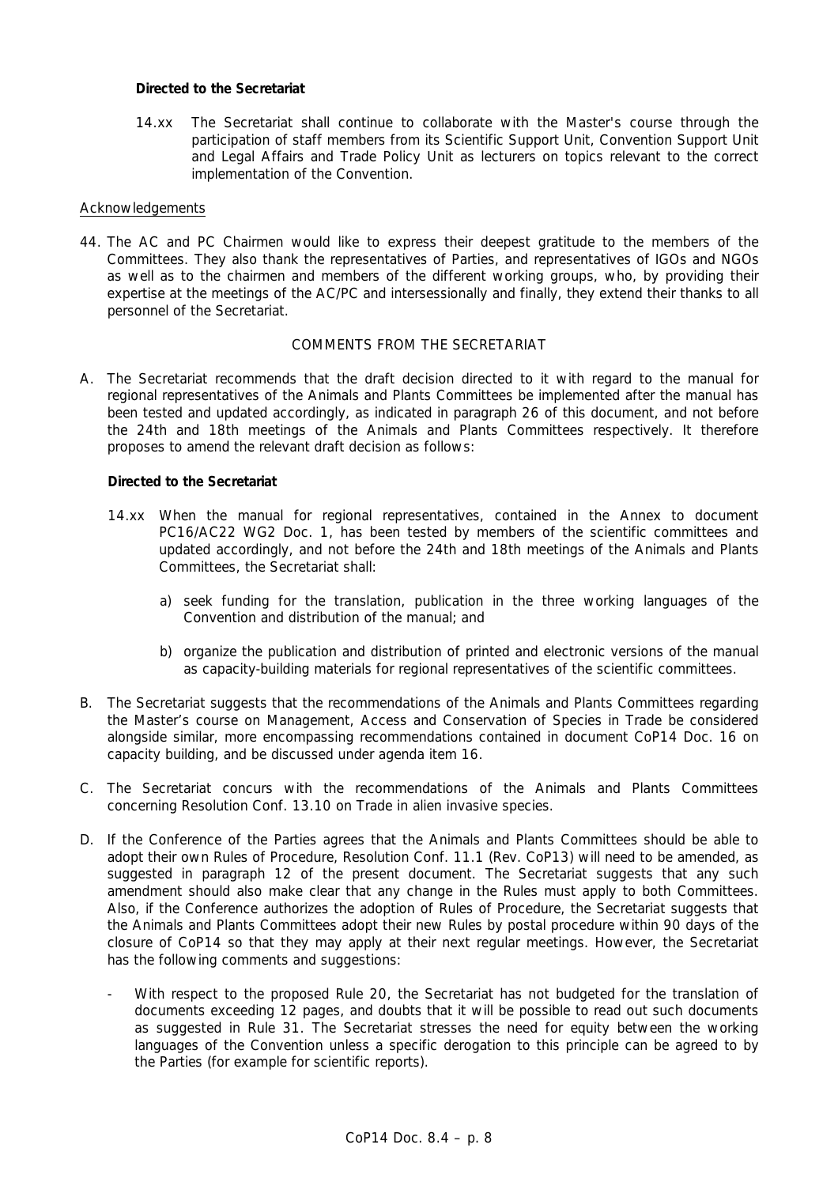**Directed to the Secretariat**

14.xx The Secretariat shall continue to collaborate with the Master's course through the participation of staff members from its Scientific Support Unit, Convention Support Unit and Legal Affairs and Trade Policy Unit as lecturers on topics relevant to the correct implementation of the Convention.

Acknowledgements

44. The AC and PC Chairmen would like to express their deepest gratitude to the members of the Committees. They also thank the representatives of Parties, and representatives of IGOs and NGOs as well as to the chairmen and members of the different working groups, who, by providing their expertise at the meetings of the AC/PC and intersessionally and finally, they extend their thanks to all personnel of the Secretariat.

COMMENTS FROM THE SECRETARIAT

A. The Secretariat recommends that the draft decision directed to it with regard to the manual for regional representatives of the Animals and Plants Committees be implemented after the manual has been tested and updated accordingly, as indicated in paragraph 26 of this document, and not before the 24th and 18th meetings of the Animals and Plants Committees respectively. It therefore proposes to amend the relevant draft decision as follows:

**Directed to the Secretariat**

14.xx When the manual for regional representatives, contained in the Annex to document PC16/AC22 WG2 Doc. 1, has been tested by members of the scientific committees and updated accordingly, and not before the 24th and 18th meetings of the Animals and Plants Committees, the Secretariat shall:

a) seek funding for the translation, publication in the three working languages of the Convention and distribution of the manual; and

b) organize the publication and distribution of printed and electronic versions of the manual as capacity-building materials for regional representatives of the scientific committees.

B. The Secretariat suggests that the recommendations of the Animals and Plants Committees regarding the Master's course on Management, Access and Conservation of Species in Trade be considered alongside similar, more encompassing recommendations contained in document CoP14 Doc. 16 on capacity building, and be discussed under agenda item 16.

C. The Secretariat concurs with the recommendations of the Animals and Plants Committees concerning Resolution Conf. 13.10 on Trade in alien invasive species.

D. If the Conference of the Parties agrees that the Animals and Plants Committees should be able to adopt their own Rules of Procedure, Resolution Conf. 11.1 (Rev. CoP13) will need to be amended, as suggested in paragraph 12 of the present document. The Secretariat suggests that any such amendment should also make clear that any change in the Rules must apply to both Committees. Also, if the Conference authorizes the adoption of Rules of Procedure, the Secretariat suggests that the Animals and Plants Committees adopt their new Rules by postal procedure within 90 days of the closure of CoP14 so that they may apply at their next regular meetings. However, the Secretariat has the following comments and suggestions:

- With respect to the proposed Rule 20, the Secretariat has not budgeted for the translation of documents exceeding 12 pages, and doubts that it will be possible to read out such documents as suggested in Rule 31. The Secretariat stresses the need for equity between the working languages of the Convention unless a specific derogation to this principle can be agreed to by the Parties (for example for scientific reports).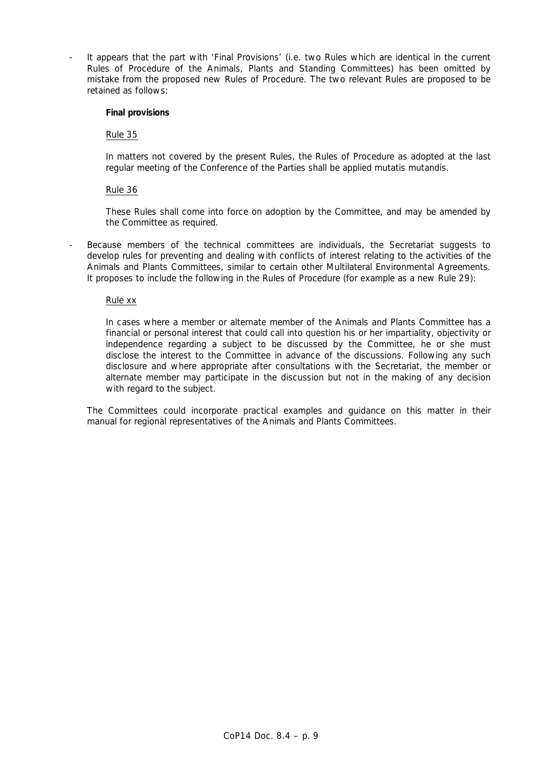- It appears that the part with 'Final Provisions' (i.e. two Rules which are identical in the current Rules of Procedure of the Animals, Plants and Standing Committees) has been omitted by mistake from the proposed new Rules of Procedure. The two relevant Rules are proposed to be retained as follows:

  **Final provisions**

  Rule 35

  In matters not covered by the present Rules, the Rules of Procedure as adopted at the last regular meeting of the Conference of the Parties shall be applied mutatis mutandis.

  Rule 36

  These Rules shall come into force on adoption by the Committee, and may be amended by the Committee as required.

- Because members of the technical committees are individuals, the Secretariat suggests to develop rules for preventing and dealing with conflicts of interest relating to the activities of the Animals and Plants Committees, similar to certain other Multilateral Environmental Agreements. It proposes to include the following in the Rules of Procedure (for example as a new Rule 29):

  Rule xx

  In cases where a member or alternate member of the Animals and Plants Committee has a financial or personal interest that could call into question his or her impartiality, objectivity or independence regarding a subject to be discussed by the Committee, he or she must disclose the interest to the Committee in advance of the discussions. Following any such disclosure and where appropriate after consultations with the Secretariat, the member or alternate member may participate in the discussion but not in the making of any decision with regard to the subject.

  The Committees could incorporate practical examples and guidance on this matter in their manual for regional representatives of the Animals and Plants Committees.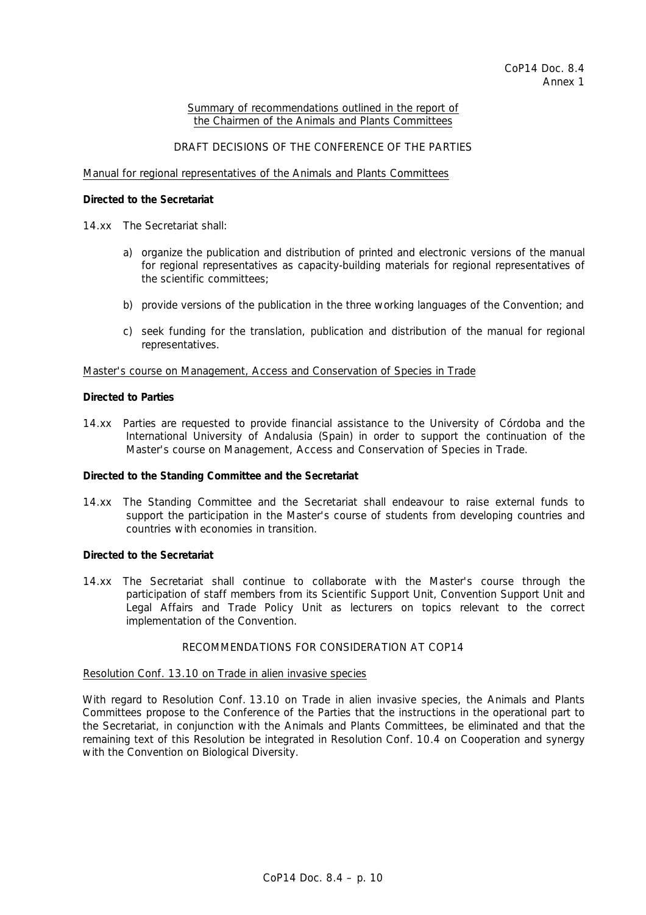CoP14 Doc. 8.4
Annex 1

Summary of recommendations outlined in the report of the Chairmen of the Animals and Plants Committees

DRAFT DECISIONS OF THE CONFERENCE OF THE PARTIES

Manual for regional representatives of the Animals and Plants Committees

**Directed to the Secretariat**

14.xx The Secretariat shall:

a) organize the publication and distribution of printed and electronic versions of the manual for regional representatives as capacity-building materials for regional representatives of the scientific committees;

b) provide versions of the publication in the three working languages of the Convention; and

c) seek funding for the translation, publication and distribution of the manual for regional representatives.

Master's course on Management, Access and Conservation of Species in Trade

**Directed to Parties**

14.xx Parties are requested to provide financial assistance to the University of Córdoba and the International University of Andalusia (Spain) in order to support the continuation of the Master's course on Management, Access and Conservation of Species in Trade.

**Directed to the Standing Committee and the Secretariat**

14.xx The Standing Committee and the Secretariat shall endeavour to raise external funds to support the participation in the Master's course of students from developing countries and countries with economies in transition.

**Directed to the Secretariat**

14.xx The Secretariat shall continue to collaborate with the Master's course through the participation of staff members from its Scientific Support Unit, Convention Support Unit and Legal Affairs and Trade Policy Unit as lecturers on topics relevant to the correct implementation of the Convention.

RECOMMENDATIONS FOR CONSIDERATION AT COP14

Resolution Conf. 13.10 on Trade in alien invasive species

With regard to Resolution Conf. 13.10 on Trade in alien invasive species, the Animals and Plants Committees propose to the Conference of the Parties that the instructions in the operational part to the Secretariat, in conjunction with the Animals and Plants Committees, be eliminated and that the remaining text of this Resolution be integrated in Resolution Conf. 10.4 on Cooperation and synergy with the Convention on Biological Diversity.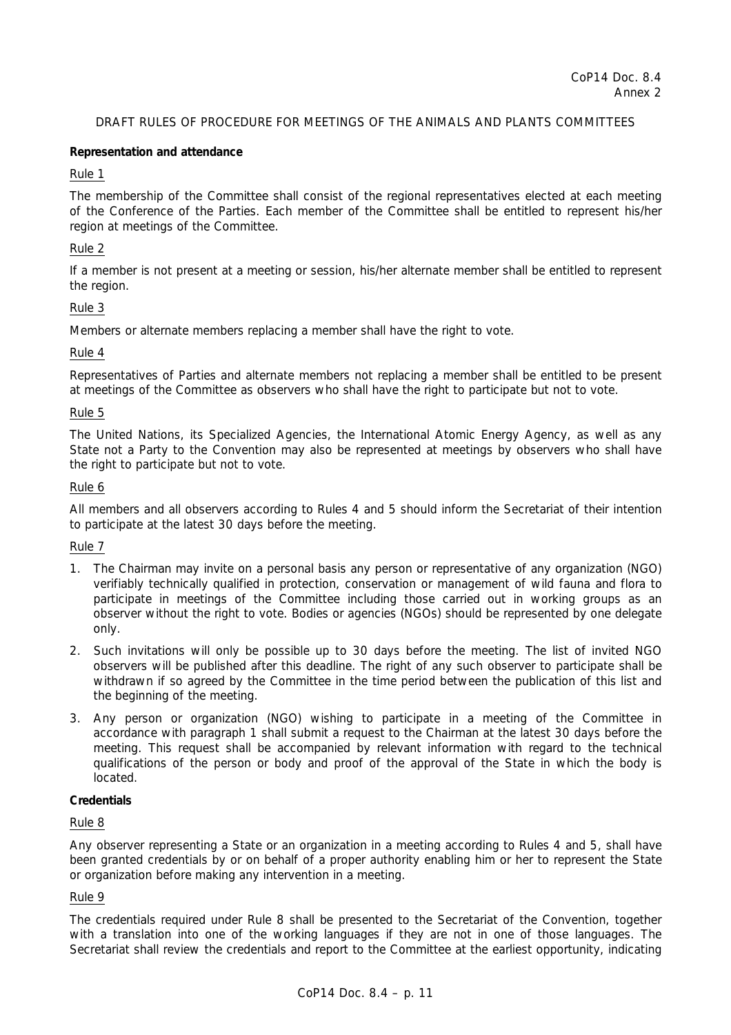CoP14 Doc. 8.4
Annex 2

DRAFT RULES OF PROCEDURE FOR MEETINGS OF THE ANIMALS AND PLANTS COMMITTEES

**Representation and attendance**

Rule 1

The membership of the Committee shall consist of the regional representatives elected at each meeting of the Conference of the Parties. Each member of the Committee shall be entitled to represent his/her region at meetings of the Committee.

Rule 2

If a member is not present at a meeting or session, his/her alternate member shall be entitled to represent the region.

Rule 3

Members or alternate members replacing a member shall have the right to vote.

Rule 4

Representatives of Parties and alternate members not replacing a member shall be entitled to be present at meetings of the Committee as observers who shall have the right to participate but not to vote.

Rule 5

The United Nations, its Specialized Agencies, the International Atomic Energy Agency, as well as any State not a Party to the Convention may also be represented at meetings by observers who shall have the right to participate but not to vote.

Rule 6

All members and all observers according to Rules 4 and 5 should inform the Secretariat of their intention to participate at the latest 30 days before the meeting.

Rule 7

1. The Chairman may invite on a personal basis any person or representative of any organization (NGO) verifiably technically qualified in protection, conservation or management of wild fauna and flora to participate in meetings of the Committee including those carried out in working groups as an observer without the right to vote. Bodies or agencies (NGOs) should be represented by one delegate only.
2. Such invitations will only be possible up to 30 days before the meeting. The list of invited NGO observers will be published after this deadline. The right of any such observer to participate shall be withdrawn if so agreed by the Committee in the time period between the publication of this list and the beginning of the meeting.
3. Any person or organization (NGO) wishing to participate in a meeting of the Committee in accordance with paragraph 1 shall submit a request to the Chairman at the latest 30 days before the meeting. This request shall be accompanied by relevant information with regard to the technical qualifications of the person or body and proof of the approval of the State in which the body is located.

**Credentials**

Rule 8

Any observer representing a State or an organization in a meeting according to Rules 4 and 5, shall have been granted credentials by or on behalf of a proper authority enabling him or her to represent the State or organization before making any intervention in a meeting.

Rule 9

The credentials required under Rule 8 shall be presented to the Secretariat of the Convention, together with a translation into one of the working languages if they are not in one of those languages. The Secretariat shall review the credentials and report to the Committee at the earliest opportunity, indicating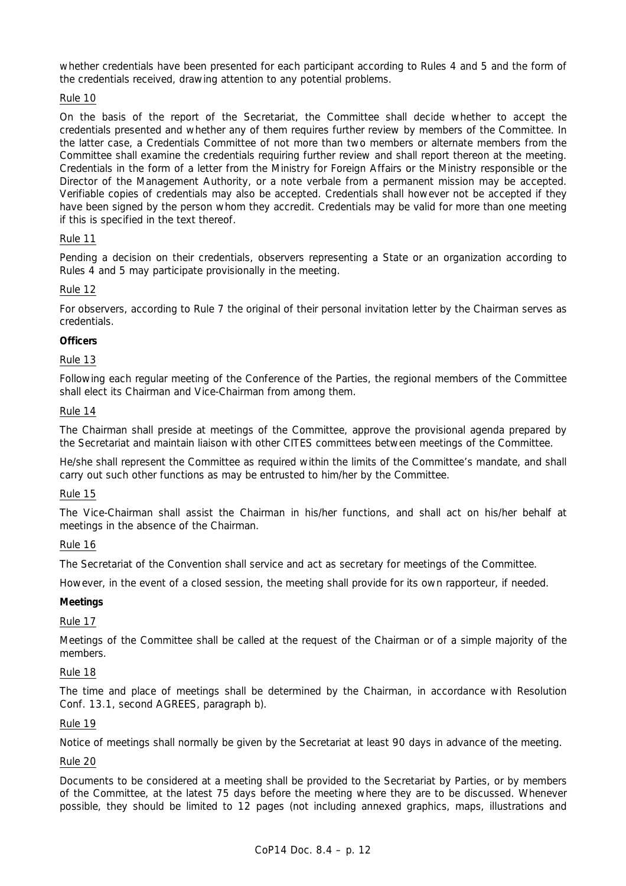whether credentials have been presented for each participant according to Rules 4 and 5 and the form of the credentials received, drawing attention to any potential problems.

Rule 10

On the basis of the report of the Secretariat, the Committee shall decide whether to accept the credentials presented and whether any of them requires further review by members of the Committee. In the latter case, a Credentials Committee of not more than two members or alternate members from the Committee shall examine the credentials requiring further review and shall report thereon at the meeting. Credentials in the form of a letter from the Ministry for Foreign Affairs or the Ministry responsible or the Director of the Management Authority, or a note verbale from a permanent mission may be accepted. Verifiable copies of credentials may also be accepted. Credentials shall however not be accepted if they have been signed by the person whom they accredit. Credentials may be valid for more than one meeting if this is specified in the text thereof.

Rule 11

Pending a decision on their credentials, observers representing a State or an organization according to Rules 4 and 5 may participate provisionally in the meeting.

Rule 12

For observers, according to Rule 7 the original of their personal invitation letter by the Chairman serves as credentials.

**Officers**

Rule 13

Following each regular meeting of the Conference of the Parties, the regional members of the Committee shall elect its Chairman and Vice-Chairman from among them.

Rule 14

The Chairman shall preside at meetings of the Committee, approve the provisional agenda prepared by the Secretariat and maintain liaison with other CITES committees between meetings of the Committee.

He/she shall represent the Committee as required within the limits of the Committee's mandate, and shall carry out such other functions as may be entrusted to him/her by the Committee.

Rule 15

The Vice-Chairman shall assist the Chairman in his/her functions, and shall act on his/her behalf at meetings in the absence of the Chairman.

Rule 16

The Secretariat of the Convention shall service and act as secretary for meetings of the Committee.

However, in the event of a closed session, the meeting shall provide for its own rapporteur, if needed.

**Meetings**

Rule 17

Meetings of the Committee shall be called at the request of the Chairman or of a simple majority of the members.

Rule 18

The time and place of meetings shall be determined by the Chairman, in accordance with Resolution Conf. 13.1, second AGREES, paragraph b).

Rule 19

Notice of meetings shall normally be given by the Secretariat at least 90 days in advance of the meeting.

Rule 20

Documents to be considered at a meeting shall be provided to the Secretariat by Parties, or by members of the Committee, at the latest 75 days before the meeting where they are to be discussed. Whenever possible, they should be limited to 12 pages (not including annexed graphics, maps, illustrations and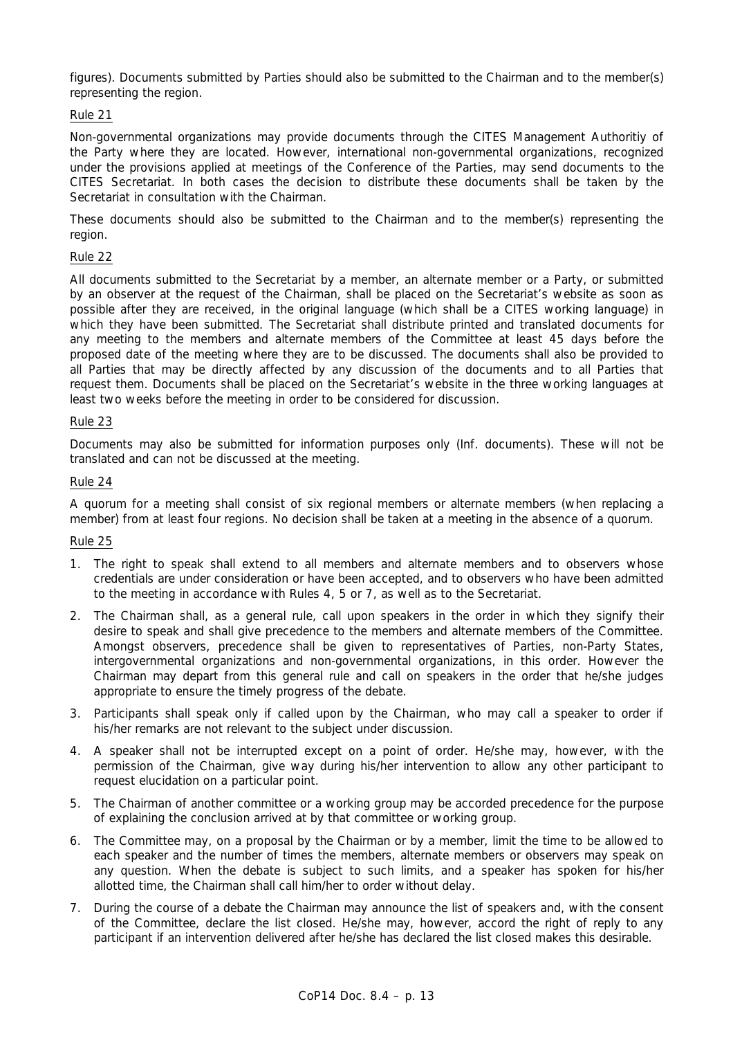figures). Documents submitted by Parties should also be submitted to the Chairman and to the member(s) representing the region.

Rule 21

Non-governmental organizations may provide documents through the CITES Management Authoritiy of the Party where they are located. However, international non-governmental organizations, recognized under the provisions applied at meetings of the Conference of the Parties, may send documents to the CITES Secretariat. In both cases the decision to distribute these documents shall be taken by the Secretariat in consultation with the Chairman.

These documents should also be submitted to the Chairman and to the member(s) representing the region.

Rule 22

All documents submitted to the Secretariat by a member, an alternate member or a Party, or submitted by an observer at the request of the Chairman, shall be placed on the Secretariat's website as soon as possible after they are received, in the original language (which shall be a CITES working language) in which they have been submitted. The Secretariat shall distribute printed and translated documents for any meeting to the members and alternate members of the Committee at least 45 days before the proposed date of the meeting where they are to be discussed. The documents shall also be provided to all Parties that may be directly affected by any discussion of the documents and to all Parties that request them. Documents shall be placed on the Secretariat's website in the three working languages at least two weeks before the meeting in order to be considered for discussion.

Rule 23

Documents may also be submitted for information purposes only (Inf. documents). These will not be translated and can not be discussed at the meeting.

Rule 24

A quorum for a meeting shall consist of six regional members or alternate members (when replacing a member) from at least four regions. No decision shall be taken at a meeting in the absence of a quorum.

Rule 25

1. The right to speak shall extend to all members and alternate members and to observers whose credentials are under consideration or have been accepted, and to observers who have been admitted to the meeting in accordance with Rules 4, 5 or 7, as well as to the Secretariat.
2. The Chairman shall, as a general rule, call upon speakers in the order in which they signify their desire to speak and shall give precedence to the members and alternate members of the Committee. Amongst observers, precedence shall be given to representatives of Parties, non-Party States, intergovernmental organizations and non-governmental organizations, in this order. However the Chairman may depart from this general rule and call on speakers in the order that he/she judges appropriate to ensure the timely progress of the debate.
3. Participants shall speak only if called upon by the Chairman, who may call a speaker to order if his/her remarks are not relevant to the subject under discussion.
4. A speaker shall not be interrupted except on a point of order. He/she may, however, with the permission of the Chairman, give way during his/her intervention to allow any other participant to request elucidation on a particular point.
5. The Chairman of another committee or a working group may be accorded precedence for the purpose of explaining the conclusion arrived at by that committee or working group.
6. The Committee may, on a proposal by the Chairman or by a member, limit the time to be allowed to each speaker and the number of times the members, alternate members or observers may speak on any question. When the debate is subject to such limits, and a speaker has spoken for his/her allotted time, the Chairman shall call him/her to order without delay.
7. During the course of a debate the Chairman may announce the list of speakers and, with the consent of the Committee, declare the list closed. He/she may, however, accord the right of reply to any participant if an intervention delivered after he/she has declared the list closed makes this desirable.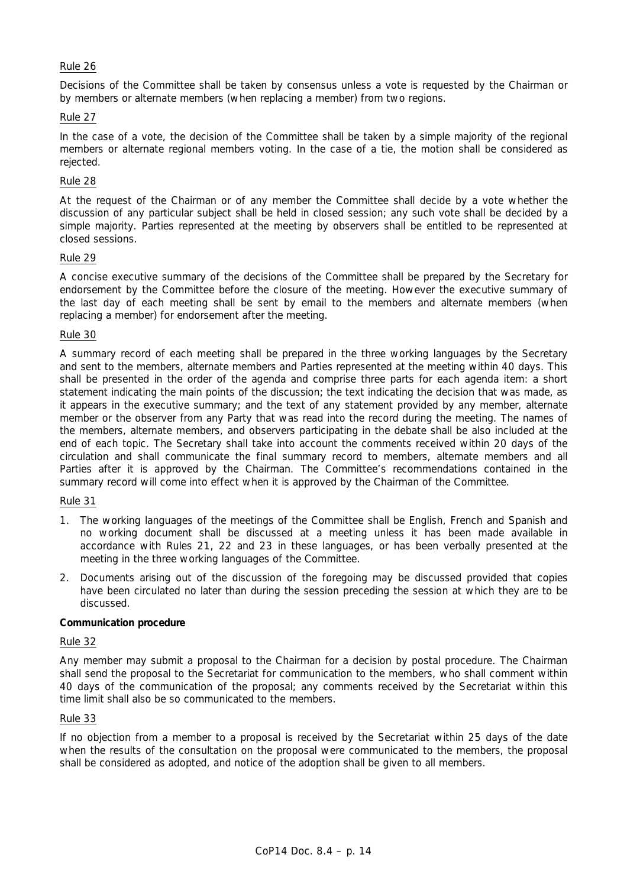Rule 26

Decisions of the Committee shall be taken by consensus unless a vote is requested by the Chairman or by members or alternate members (when replacing a member) from two regions.

Rule 27

In the case of a vote, the decision of the Committee shall be taken by a simple majority of the regional members or alternate regional members voting. In the case of a tie, the motion shall be considered as rejected.

Rule 28

At the request of the Chairman or of any member the Committee shall decide by a vote whether the discussion of any particular subject shall be held in closed session; any such vote shall be decided by a simple majority. Parties represented at the meeting by observers shall be entitled to be represented at closed sessions.

Rule 29

A concise executive summary of the decisions of the Committee shall be prepared by the Secretary for endorsement by the Committee before the closure of the meeting. However the executive summary of the last day of each meeting shall be sent by email to the members and alternate members (when replacing a member) for endorsement after the meeting.

Rule 30

A summary record of each meeting shall be prepared in the three working languages by the Secretary and sent to the members, alternate members and Parties represented at the meeting within 40 days. This shall be presented in the order of the agenda and comprise three parts for each agenda item: a short statement indicating the main points of the discussion; the text indicating the decision that was made, as it appears in the executive summary; and the text of any statement provided by any member, alternate member or the observer from any Party that was read into the record during the meeting. The names of the members, alternate members, and observers participating in the debate shall be also included at the end of each topic. The Secretary shall take into account the comments received within 20 days of the circulation and shall communicate the final summary record to members, alternate members and all Parties after it is approved by the Chairman. The Committee's recommendations contained in the summary record will come into effect when it is approved by the Chairman of the Committee.

Rule 31

1. The working languages of the meetings of the Committee shall be English, French and Spanish and no working document shall be discussed at a meeting unless it has been made available in accordance with Rules 21, 22 and 23 in these languages, or has been verbally presented at the meeting in the three working languages of the Committee.
2. Documents arising out of the discussion of the foregoing may be discussed provided that copies have been circulated no later than during the session preceding the session at which they are to be discussed.

**Communication procedure**

Rule 32

Any member may submit a proposal to the Chairman for a decision by postal procedure. The Chairman shall send the proposal to the Secretariat for communication to the members, who shall comment within 40 days of the communication of the proposal; any comments received by the Secretariat within this time limit shall also be so communicated to the members.

Rule 33

If no objection from a member to a proposal is received by the Secretariat within 25 days of the date when the results of the consultation on the proposal were communicated to the members, the proposal shall be considered as adopted, and notice of the adoption shall be given to all members.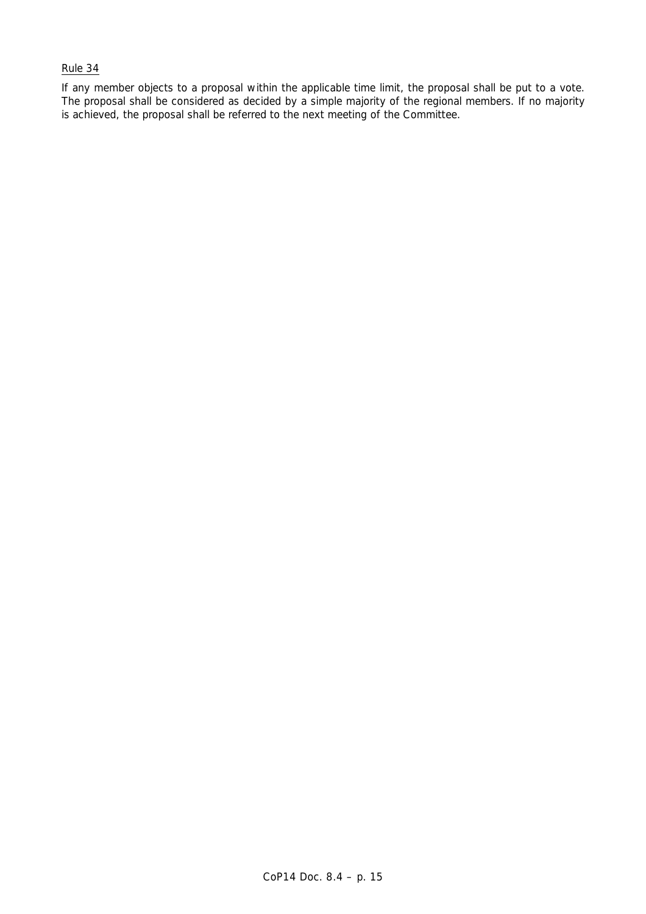Rule 34

If any member objects to a proposal within the applicable time limit, the proposal shall be put to a vote. The proposal shall be considered as decided by a simple majority of the regional members. If no majority is achieved, the proposal shall be referred to the next meeting of the Committee.